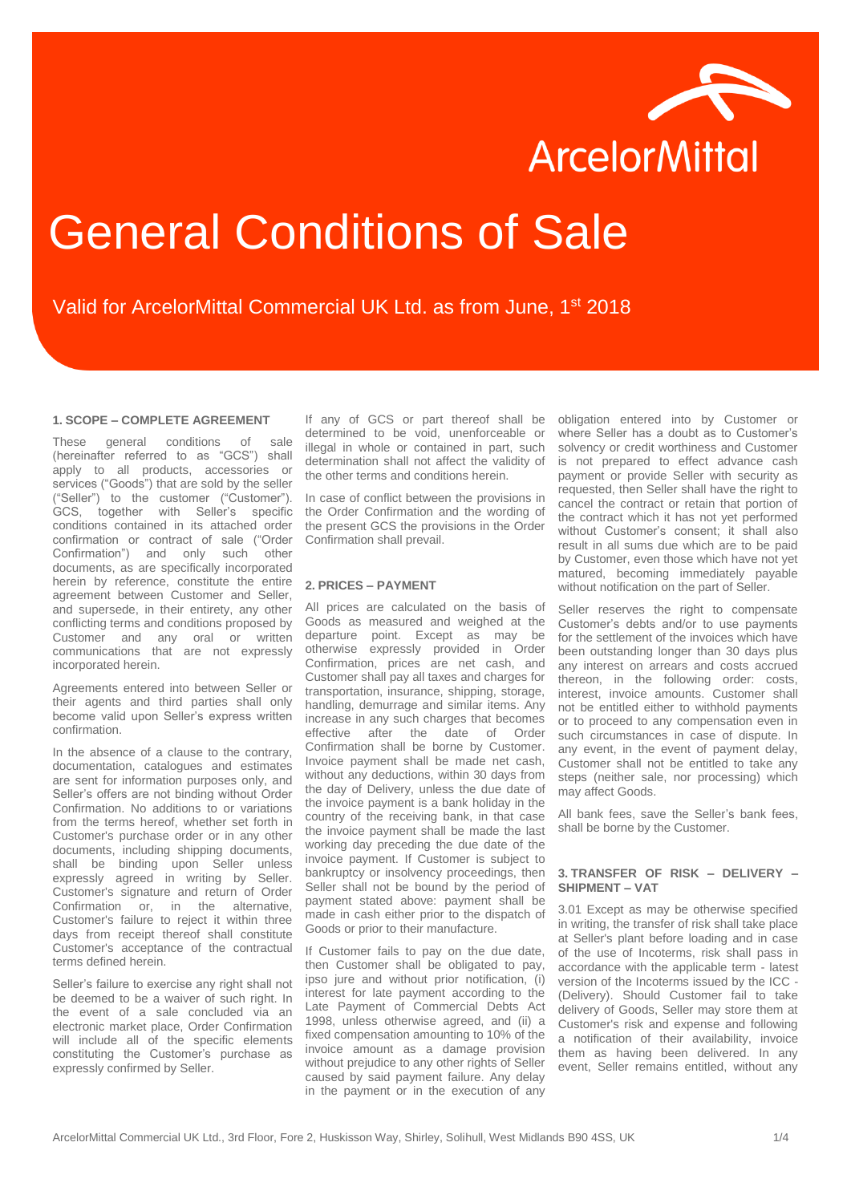# General Conditions of Sale

Valid for ArcelorMittal Commercial UK Ltd. as from June, 1st 2018

## 1. SCOPE – COMPLETE AGREEMENT

These general conditions of sale (hereinafter referred to as "GCS") shall apply to all products, accessories or services ("Goods") that are sold by the seller ("Seller") to the customer ("Customer"). GCS, together with Seller's specific conditions contained in its attached order confirmation or contract of sale ("Order Confirmation") and only such other documents, as are specifically incorporated herein by reference, constitute the entire agreement between Customer and Seller, and supersede, in their entirety, any other conflicting terms and conditions proposed by Customer and any oral or written communications that are not expressly incorporated herein.

Agreements entered into between Seller or their agents and third parties shall only become valid upon Seller's express written confirmation.

In the absence of a clause to the contrary, documentation, catalogues and estimates are sent for information purposes only, and Seller's offers are not binding without Order Confirmation. No additions to or variations from the terms hereof, whether set forth in Customer's purchase order or in any other documents, including shipping documents, shall be binding upon Seller unless expressly agreed in writing by Seller. Customer's signature and return of Order Confirmation or, in the alternative, Customer's failure to reject it within three days from receipt thereof shall constitute Customer's acceptance of the contractual terms defined herein.

Seller's failure to exercise any right shall not be deemed to be a waiver of such right. In the event of a sale concluded via an electronic market place, Order Confirmation will include all of the specific elements constituting the Customer's purchase as expressly confirmed by Seller.

If any of GCS or part thereof shall be determined to be void, unenforceable or illegal in whole or contained in part, such determination shall not affect the validity of the other terms and conditions herein.

In case of conflict between the provisions in the Order Confirmation and the wording of the present GCS the provisions in the Order Confirmation shall prevail.

## 2. PRICES – PAYMENT

All prices are calculated on the basis of Goods as measured and weighed at the departure point. Except as may be otherwise expressly provided in Order Confirmation, prices are net cash, and Customer shall pay all taxes and charges for transportation, insurance, shipping, storage, handling, demurrage and similar items. Any increase in any such charges that becomes effective after the date of Order Confirmation shall be borne by Customer. Invoice payment shall be made net cash, without any deductions, within 30 days from the day of Delivery, unless the due date of the invoice payment is a bank holiday in the country of the receiving bank, in that case the invoice payment shall be made the last working day preceding the due date of the invoice payment. If Customer is subject to bankruptcy or insolvency proceedings, then Seller shall not be bound by the period of payment stated above: payment shall be made in cash either prior to the dispatch of Goods or prior to their manufacture.

If Customer fails to pay on the due date, then Customer shall be obligated to pay, ipso jure and without prior notification, (i) interest for late payment according to the Late Payment of Commercial Debts Act 1998, unless otherwise agreed, and (ii) a fixed compensation amounting to 10% of the invoice amount as a damage provision without prejudice to any other rights of Seller caused by said payment failure. Any delay in the payment or in the execution of any obligation entered into by Customer or where Seller has a doubt as to Customer's solvency or credit worthiness and Customer is not prepared to effect advance cash payment or provide Seller with security as requested, then Seller shall have the right to cancel the contract or retain that portion of the contract which it has not yet performed without Customer's consent; it shall also result in all sums due which are to be paid by Customer, even those which have not yet matured, becoming immediately payable without notification on the part of Seller.

Seller reserves the right to compensate Customer's debts and/or to use payments for the settlement of the invoices which have been outstanding longer than 30 days plus any interest on arrears and costs accrued thereon, in the following order: costs, interest, invoice amounts. Customer shall not be entitled either to withhold payments or to proceed to any compensation even in such circumstances in case of dispute. In any event, in the event of payment delay, Customer shall not be entitled to take any steps (neither sale, nor processing) which may affect Goods.

All bank fees, save the Seller's bank fees, shall be borne by the Customer.

## 3. TRANSFER OF RISK – DELIVERY – SHIPMENT – VAT

3.01 Except as may be otherwise specified in writing, the transfer of risk shall take place at Seller's plant before loading and in case of the use of Incoterms, risk shall pass in accordance with the applicable term - latest version of the Incoterms issued by the ICC - (Delivery). Should Customer fail to take delivery of Goods, Seller may store them at Customer's risk and expense and following a notification of their availability, invoice them as having been delivered. In any event, Seller remains entitled, without any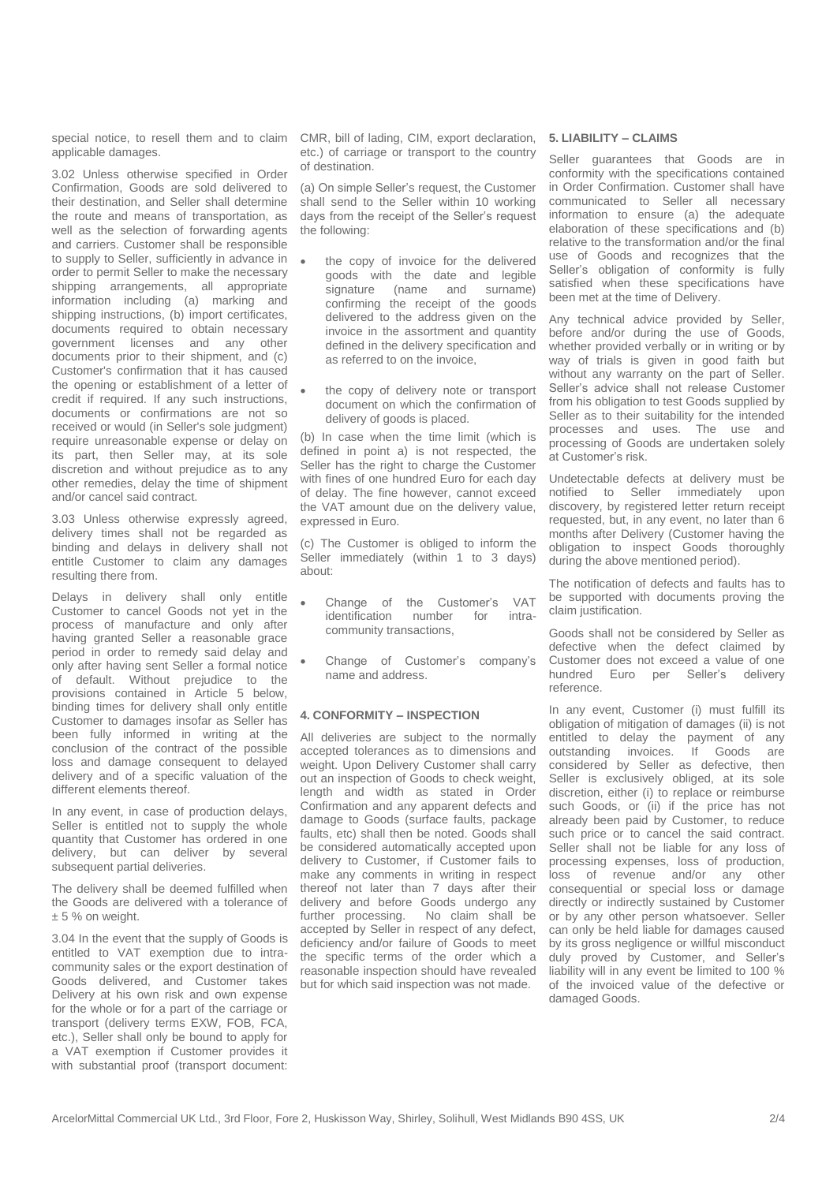special notice, to resell them and to claim applicable damages.

3.02 Unless otherwise specified in Order Confirmation, Goods are sold delivered to their destination, and Seller shall determine the route and means of transportation, as well as the selection of forwarding agents and carriers. Customer shall be responsible to supply to Seller, sufficiently in advance in order to permit Seller to make the necessary shipping arrangements, all appropriate information including (a) marking and shipping instructions, (b) import certificates, documents required to obtain necessary government licenses and any other documents prior to their shipment, and (c) Customer's confirmation that it has caused the opening or establishment of a letter of credit if required. If any such instructions, documents or confirmations are not so received or would (in Seller's sole judgment) require unreasonable expense or delay on its part, then Seller may, at its sole discretion and without prejudice as to any other remedies, delay the time of shipment and/or cancel said contract.

3.03 Unless otherwise expressly agreed, delivery times shall not be regarded as binding and delays in delivery shall not entitle Customer to claim any damages resulting there from.

Delays in delivery shall only entitle Customer to cancel Goods not yet in the process of manufacture and only after having granted Seller a reasonable grace period in order to remedy said delay and only after having sent Seller a formal notice of default. Without prejudice to the provisions contained in Article 5 below, binding times for delivery shall only entitle Customer to damages insofar as Seller has been fully informed in writing at the conclusion of the contract of the possible loss and damage consequent to delayed delivery and of a specific valuation of the different elements thereof.

In any event, in case of production delays, Seller is entitled not to supply the whole quantity that Customer has ordered in one delivery, but can deliver by several subsequent partial deliveries.

The delivery shall be deemed fulfilled when the Goods are delivered with a tolerance of ± 5 % on weight.

3.04 In the event that the supply of Goods is entitled to VAT exemption due to intra-community sales or the export destination of Goods delivered, and Customer takes Delivery at his own risk and own expense for the whole or for a part of the carriage or transport (delivery terms EXW, FOB, FCA, etc.), Seller shall only be bound to apply for a VAT exemption if Customer provides it with substantial proof (transport document: CMR, bill of lading, CIM, export declaration, etc.) of carriage or transport to the country of destination.

(a) On simple Seller's request, the Customer shall send to the Seller within 10 working days from the receipt of the Seller's request the following:

- the copy of invoice for the delivered goods with the date and legible signature (name and surname) confirming the receipt of the goods delivered to the address given on the invoice in the assortment and quantity defined in the delivery specification and as referred to on the invoice,
- the copy of delivery note or transport document on which the confirmation of delivery of goods is placed.

(b) In case when the time limit (which is defined in point a) is not respected, the Seller has the right to charge the Customer with fines of one hundred Euro for each day of delay. The fine however, cannot exceed the VAT amount due on the delivery value, expressed in Euro.

(c) The Customer is obliged to inform the Seller immediately (within 1 to 3 days) about:

- Change of the Customer's VAT identification number for intra-community transactions,
- Change of Customer's company's name and address.

## 4. CONFORMITY – INSPECTION

All deliveries are subject to the normally accepted tolerances as to dimensions and weight. Upon Delivery Customer shall carry out an inspection of Goods to check weight, length and width as stated in Order Confirmation and any apparent defects and damage to Goods (surface faults, package faults, etc) shall then be noted. Goods shall be considered automatically accepted upon delivery to Customer, if Customer fails to make any comments in writing in respect thereof not later than 7 days after their delivery and before Goods undergo any further processing. No claim shall be accepted by Seller in respect of any defect, deficiency and/or failure of Goods to meet the specific terms of the order which a reasonable inspection should have revealed but for which said inspection was not made.

## 5. LIABILITY – CLAIMS

Seller guarantees that Goods are in conformity with the specifications contained in Order Confirmation. Customer shall have communicated to Seller all necessary information to ensure (a) the adequate elaboration of these specifications and (b) relative to the transformation and/or the final use of Goods and recognizes that the Seller's obligation of conformity is fully satisfied when these specifications have been met at the time of Delivery.

Any technical advice provided by Seller, before and/or during the use of Goods, whether provided verbally or in writing or by way of trials is given in good faith but without any warranty on the part of Seller. Seller's advice shall not release Customer from his obligation to test Goods supplied by Seller as to their suitability for the intended processes and uses. The use and processing of Goods are undertaken solely at Customer's risk.

Undetectable defects at delivery must be notified to Seller immediately upon discovery, by registered letter return receipt requested, but, in any event, no later than 6 months after Delivery (Customer having the obligation to inspect Goods thoroughly during the above mentioned period).

The notification of defects and faults has to be supported with documents proving the claim justification.

Goods shall not be considered by Seller as defective when the defect claimed by Customer does not exceed a value of one hundred Euro per Seller's delivery reference.

In any event, Customer (i) must fulfill its obligation of mitigation of damages (ii) is not entitled to delay the payment of any outstanding invoices. If Goods are considered by Seller as defective, then Seller is exclusively obliged, at its sole discretion, either (i) to replace or reimburse such Goods, or (ii) if the price has not already been paid by Customer, to reduce such price or to cancel the said contract. Seller shall not be liable for any loss of processing expenses, loss of production, loss of revenue and/or any other consequential or special loss or damage directly or indirectly sustained by Customer or by any other person whatsoever. Seller can only be held liable for damages caused by its gross negligence or willful misconduct duly proved by Customer, and Seller's liability will in any event be limited to 100 % of the invoiced value of the defective or damaged Goods.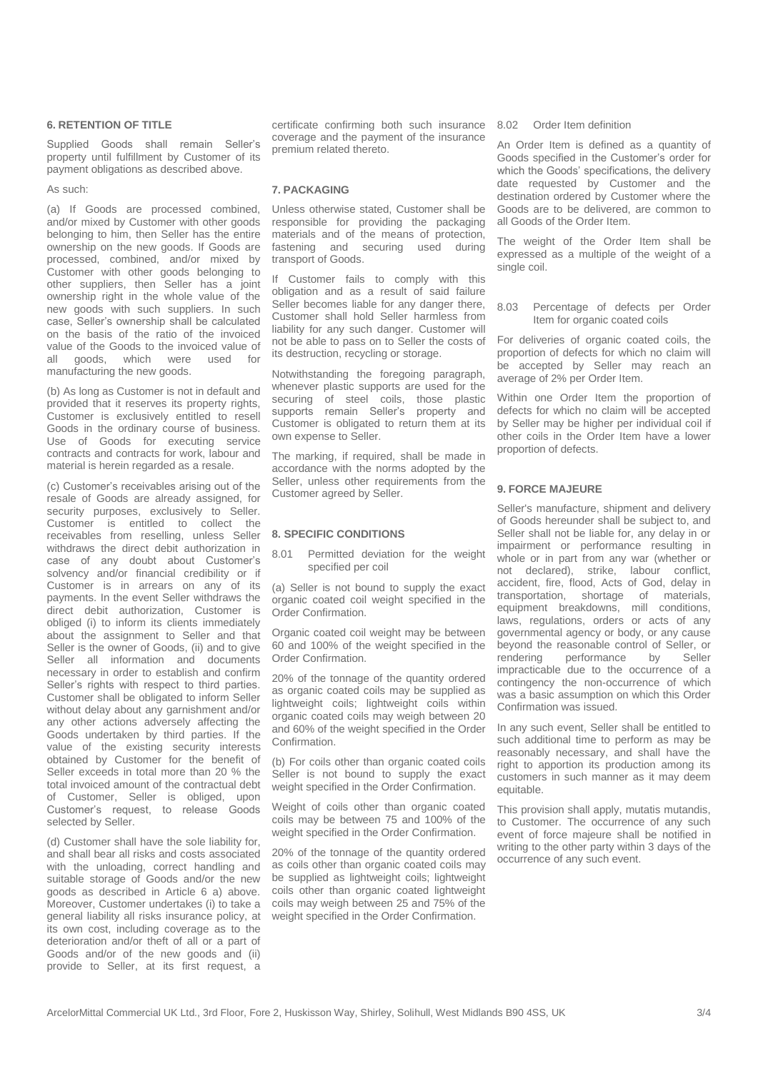## 6. RETENTION OF TITLE

Supplied Goods shall remain Seller's property until fulfillment by Customer of its payment obligations as described above.

As such:

(a) If Goods are processed combined, and/or mixed by Customer with other goods belonging to him, then Seller has the entire ownership on the new goods. If Goods are processed, combined, and/or mixed by Customer with other goods belonging to other suppliers, then Seller has a joint ownership right in the whole value of the new goods with such suppliers. In such case, Seller's ownership shall be calculated on the basis of the ratio of the invoiced value of the Goods to the invoiced value of all goods, which were used for manufacturing the new goods.

(b) As long as Customer is not in default and provided that it reserves its property rights, Customer is exclusively entitled to resell Goods in the ordinary course of business. Use of Goods for executing service contracts and contracts for work, labour and material is herein regarded as a resale.

(c) Customer's receivables arising out of the resale of Goods are already assigned, for security purposes, exclusively to Seller. Customer is entitled to collect the receivables from reselling, unless Seller withdraws the direct debit authorization in case of any doubt about Customer's solvency and/or financial credibility or if Customer is in arrears on any of its payments. In the event Seller withdraws the direct debit authorization, Customer is obliged (i) to inform its clients immediately about the assignment to Seller and that Seller is the owner of Goods, (ii) and to give Seller all information and documents necessary in order to establish and confirm Seller's rights with respect to third parties. Customer shall be obligated to inform Seller without delay about any garnishment and/or any other actions adversely affecting the Goods undertaken by third parties. If the value of the existing security interests obtained by Customer for the benefit of Seller exceeds in total more than 20 % the total invoiced amount of the contractual debt of Customer, Seller is obliged, upon Customer's request, to release Goods selected by Seller.

(d) Customer shall have the sole liability for, and shall bear all risks and costs associated with the unloading, correct handling and suitable storage of Goods and/or the new goods as described in Article 6 a) above. Moreover, Customer undertakes (i) to take a general liability all risks insurance policy, at its own cost, including coverage as to the deterioration and/or theft of all or a part of Goods and/or of the new goods and (ii) provide to Seller, at its first request, a certificate confirming both such insurance coverage and the payment of the insurance premium related thereto.

## 7. PACKAGING

Unless otherwise stated, Customer shall be responsible for providing the packaging materials and of the means of protection, fastening and securing used during transport of Goods.

If Customer fails to comply with this obligation and as a result of said failure Seller becomes liable for any danger there, Customer shall hold Seller harmless from liability for any such danger. Customer will not be able to pass on to Seller the costs of its destruction, recycling or storage.

Notwithstanding the foregoing paragraph, whenever plastic supports are used for the securing of steel coils, those plastic supports remain Seller's property and Customer is obligated to return them at its own expense to Seller.

The marking, if required, shall be made in accordance with the norms adopted by the Seller, unless other requirements from the Customer agreed by Seller.

## 8. SPECIFIC CONDITIONS

8.01 Permitted deviation for the weight specified per coil

(a) Seller is not bound to supply the exact organic coated coil weight specified in the Order Confirmation.

Organic coated coil weight may be between 60 and 100% of the weight specified in the Order Confirmation.

20% of the tonnage of the quantity ordered as organic coated coils may be supplied as lightweight coils; lightweight coils within organic coated coils may weigh between 20 and 60% of the weight specified in the Order Confirmation.

(b) For coils other than organic coated coils Seller is not bound to supply the exact weight specified in the Order Confirmation.

Weight of coils other than organic coated coils may be between 75 and 100% of the weight specified in the Order Confirmation.

20% of the tonnage of the quantity ordered as coils other than organic coated coils may be supplied as lightweight coils; lightweight coils other than organic coated lightweight coils may weigh between 25 and 75% of the weight specified in the Order Confirmation.

8.02 Order Item definition

An Order Item is defined as a quantity of Goods specified in the Customer's order for which the Goods' specifications, the delivery date requested by Customer and the destination ordered by Customer where the Goods are to be delivered, are common to all Goods of the Order Item.

The weight of the Order Item shall be expressed as a multiple of the weight of a single coil.

8.03 Percentage of defects per Order Item for organic coated coils

For deliveries of organic coated coils, the proportion of defects for which no claim will be accepted by Seller may reach an average of 2% per Order Item.

Within one Order Item the proportion of defects for which no claim will be accepted by Seller may be higher per individual coil if other coils in the Order Item have a lower proportion of defects.

## 9. FORCE MAJEURE

Seller's manufacture, shipment and delivery of Goods hereunder shall be subject to, and Seller shall not be liable for, any delay in or impairment or performance resulting in whole or in part from any war (whether or not declared), strike, labour conflict, accident, fire, flood, Acts of God, delay in transportation, shortage of materials, equipment breakdowns, mill conditions, laws, regulations, orders or acts of any governmental agency or body, or any cause beyond the reasonable control of Seller, or rendering performance by Seller impracticable due to the occurrence of a contingency the non-occurrence of which was a basic assumption on which this Order Confirmation was issued.

In any such event, Seller shall be entitled to such additional time to perform as may be reasonably necessary, and shall have the right to apportion its production among its customers in such manner as it may deem equitable.

This provision shall apply, mutatis mutandis, to Customer. The occurrence of any such event of force majeure shall be notified in writing to the other party within 3 days of the occurrence of any such event.

ArcelorMittal Commercial UK Ltd., 3rd Floor, Fore 2, Huskisson Way, Shirley, Solihull, West Midlands B90 4SS, UK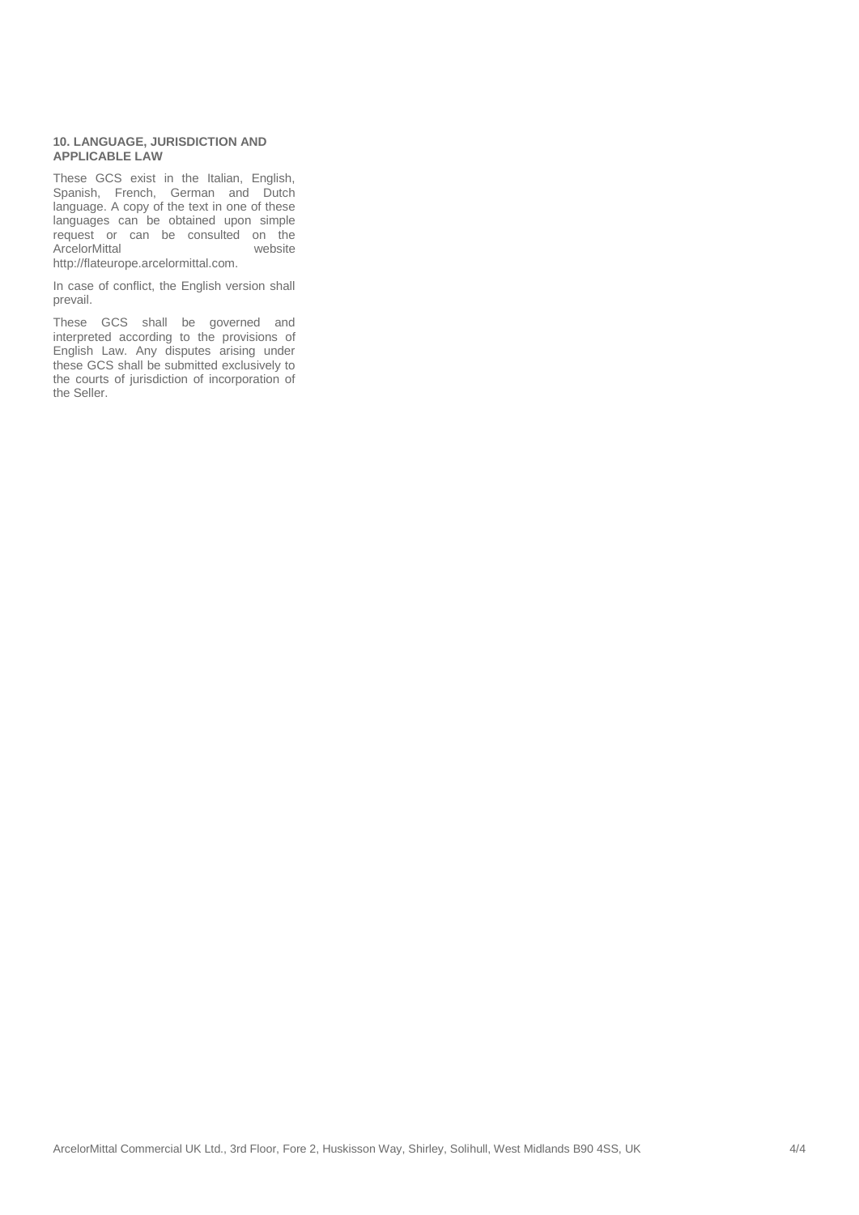### 10. LANGUAGE, JURISDICTION AND APPLICABLE LAW

These GCS exist in the Italian, English, Spanish, French, German and Dutch language. A copy of the text in one of these languages can be obtained upon simple request or can be consulted on the ArcelorMittal website http://flateurope.arcelormittal.com.

In case of conflict, the English version shall prevail.

These GCS shall be governed and interpreted according to the provisions of English Law. Any disputes arising under these GCS shall be submitted exclusively to the courts of jurisdiction of incorporation of the Seller.

ArcelorMittal Commercial UK Ltd., 3rd Floor, Fore 2, Huskisson Way, Shirley, Solihull, West Midlands B90 4SS, UK